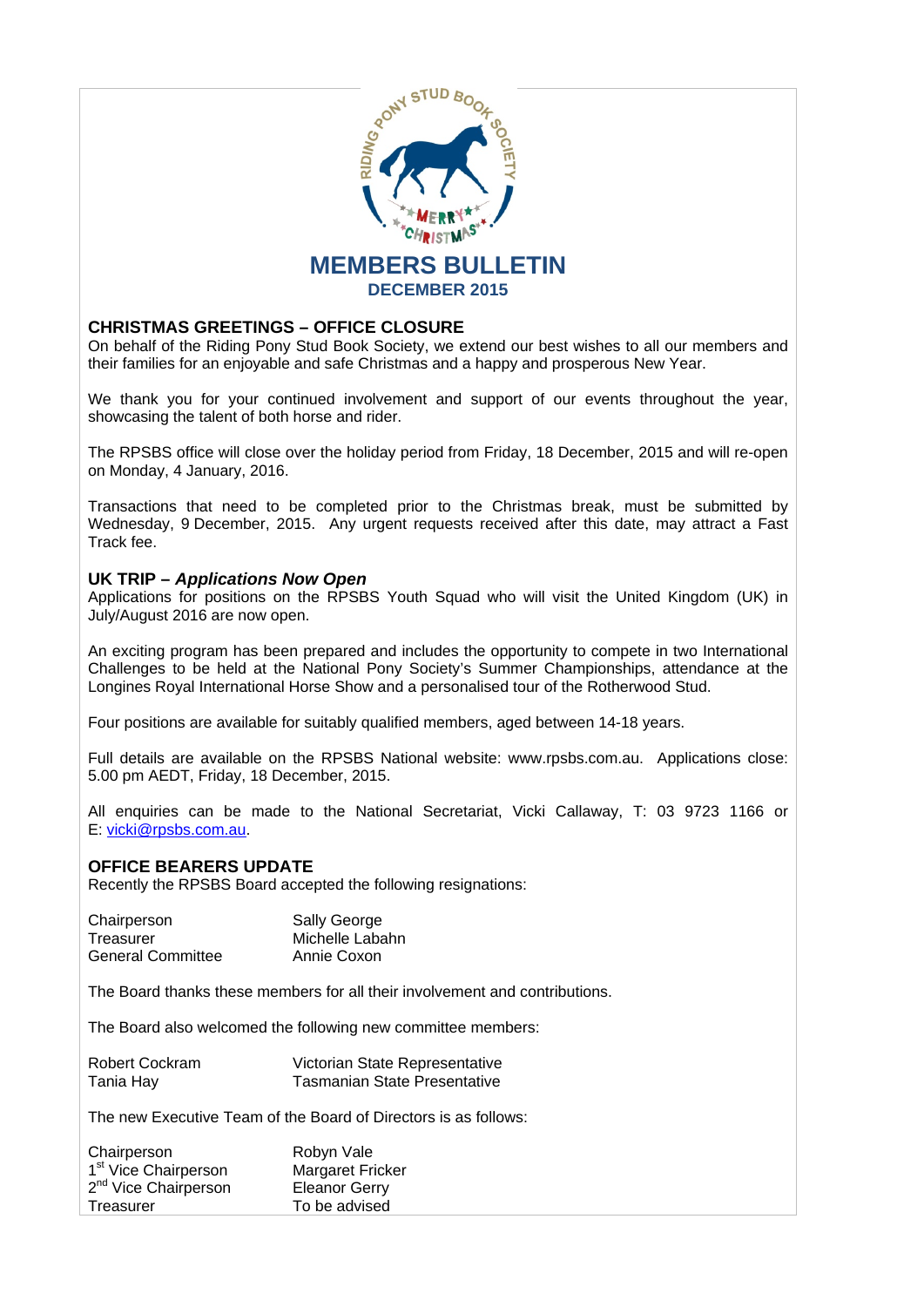# MEMBERS BULLETIN

**DECEMBER 2015**

## CHRISTMAS GREETINGS – OFFICE CLOSURE

On behalf of the Riding Pony Stud Book Society, we extend our best wishes to all our members and their families for an enjoyable and safe Christmas and a happy and prosperous New Year.

We thank you for your continued involvement and support of our events throughout the year, showcasing the talent of both horse and rider.

The RPSBS office will close over the holiday period from Friday, 18 December, 2015 and will re-open on Monday, 4 January, 2016.

Transactions that need to be completed prior to the Christmas break, must be submitted by Wednesday, 9 December, 2015. Any urgent requests received after this date, may attract a Fast Track fee.

## UK TRIP – *Applications Now Open*

Applications for positions on the RPSBS Youth Squad who will visit the United Kingdom (UK) in July/August 2016 are now open.

An exciting program has been prepared and includes the opportunity to compete in two International Challenges to be held at the National Pony Society's Summer Championships, attendance at the Longines Royal International Horse Show and a personalised tour of the Rotherwood Stud.

Four positions are available for suitably qualified members, aged between 14-18 years.

Full details are available on the RPSBS National website: www.rpsbs.com.au. Applications close: 5.00 pm AEDT, Friday, 18 December, 2015.

All enquiries can be made to the National Secretariat, Vicki Callaway, T: 03 9723 1166 or E: vicki@rpsbs.com.au.

## OFFICE BEARERS UPDATE

Recently the RPSBS Board accepted the following resignations:

| | |
|---|---|
| Chairperson | Sally George |
| Treasurer | Michelle Labahn |
| General Committee | Annie Coxon |

The Board thanks these members for all their involvement and contributions.

The Board also welcomed the following new committee members:

| | |
|---|---|
| Robert Cockram | Victorian State Representative |
| Tania Hay | Tasmanian State Presentative |

The new Executive Team of the Board of Directors is as follows:

| | |
|---|---|
| Chairperson | Robyn Vale |
| 1st Vice Chairperson | Margaret Fricker |
| 2nd Vice Chairperson | Eleanor Gerry |
| Treasurer | To be advised |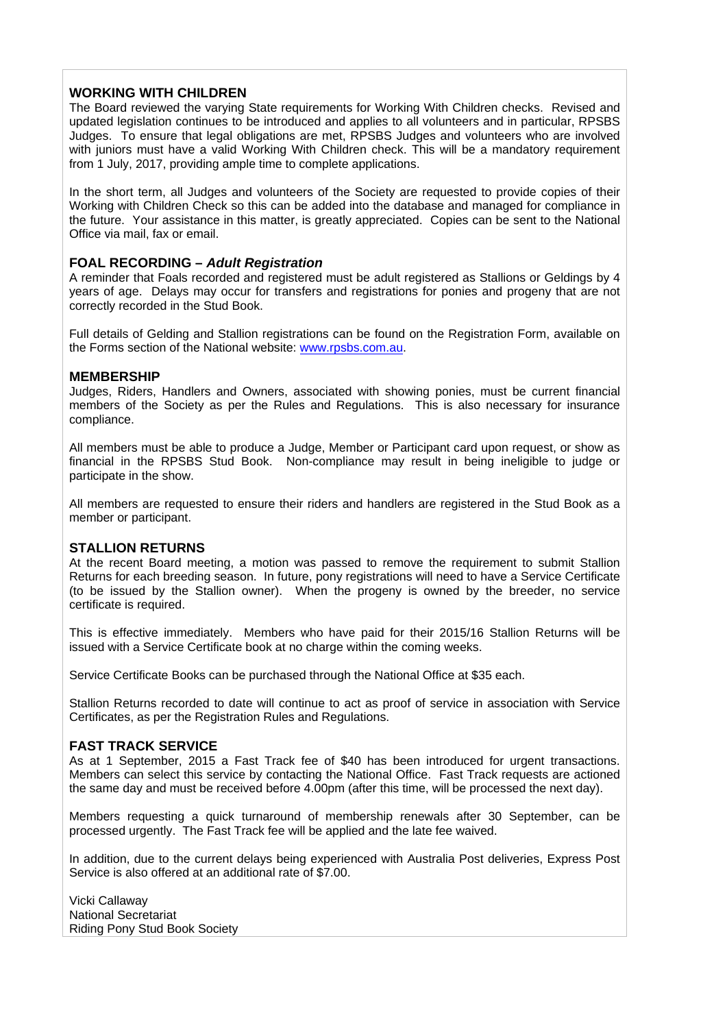## WORKING WITH CHILDREN

The Board reviewed the varying State requirements for Working With Children checks. Revised and updated legislation continues to be introduced and applies to all volunteers and in particular, RPSBS Judges. To ensure that legal obligations are met, RPSBS Judges and volunteers who are involved with juniors must have a valid Working With Children check. This will be a mandatory requirement from 1 July, 2017, providing ample time to complete applications.

In the short term, all Judges and volunteers of the Society are requested to provide copies of their Working with Children Check so this can be added into the database and managed for compliance in the future. Your assistance in this matter, is greatly appreciated. Copies can be sent to the National Office via mail, fax or email.

## FOAL RECORDING – *Adult Registration*

A reminder that Foals recorded and registered must be adult registered as Stallions or Geldings by 4 years of age. Delays may occur for transfers and registrations for ponies and progeny that are not correctly recorded in the Stud Book.

Full details of Gelding and Stallion registrations can be found on the Registration Form, available on the Forms section of the National website: www.rpsbs.com.au.

## MEMBERSHIP

Judges, Riders, Handlers and Owners, associated with showing ponies, must be current financial members of the Society as per the Rules and Regulations. This is also necessary for insurance compliance.

All members must be able to produce a Judge, Member or Participant card upon request, or show as financial in the RPSBS Stud Book. Non-compliance may result in being ineligible to judge or participate in the show.

All members are requested to ensure their riders and handlers are registered in the Stud Book as a member or participant.

## STALLION RETURNS

At the recent Board meeting, a motion was passed to remove the requirement to submit Stallion Returns for each breeding season. In future, pony registrations will need to have a Service Certificate (to be issued by the Stallion owner). When the progeny is owned by the breeder, no service certificate is required.

This is effective immediately. Members who have paid for their 2015/16 Stallion Returns will be issued with a Service Certificate book at no charge within the coming weeks.

Service Certificate Books can be purchased through the National Office at $35 each.

Stallion Returns recorded to date will continue to act as proof of service in association with Service Certificates, as per the Registration Rules and Regulations.

## FAST TRACK SERVICE

As at 1 September, 2015 a Fast Track fee of $40 has been introduced for urgent transactions. Members can select this service by contacting the National Office. Fast Track requests are actioned the same day and must be received before 4.00pm (after this time, will be processed the next day).

Members requesting a quick turnaround of membership renewals after 30 September, can be processed urgently. The Fast Track fee will be applied and the late fee waived.

In addition, due to the current delays being experienced with Australia Post deliveries, Express Post Service is also offered at an additional rate of $7.00.

Vicki Callaway
National Secretariat
Riding Pony Stud Book Society